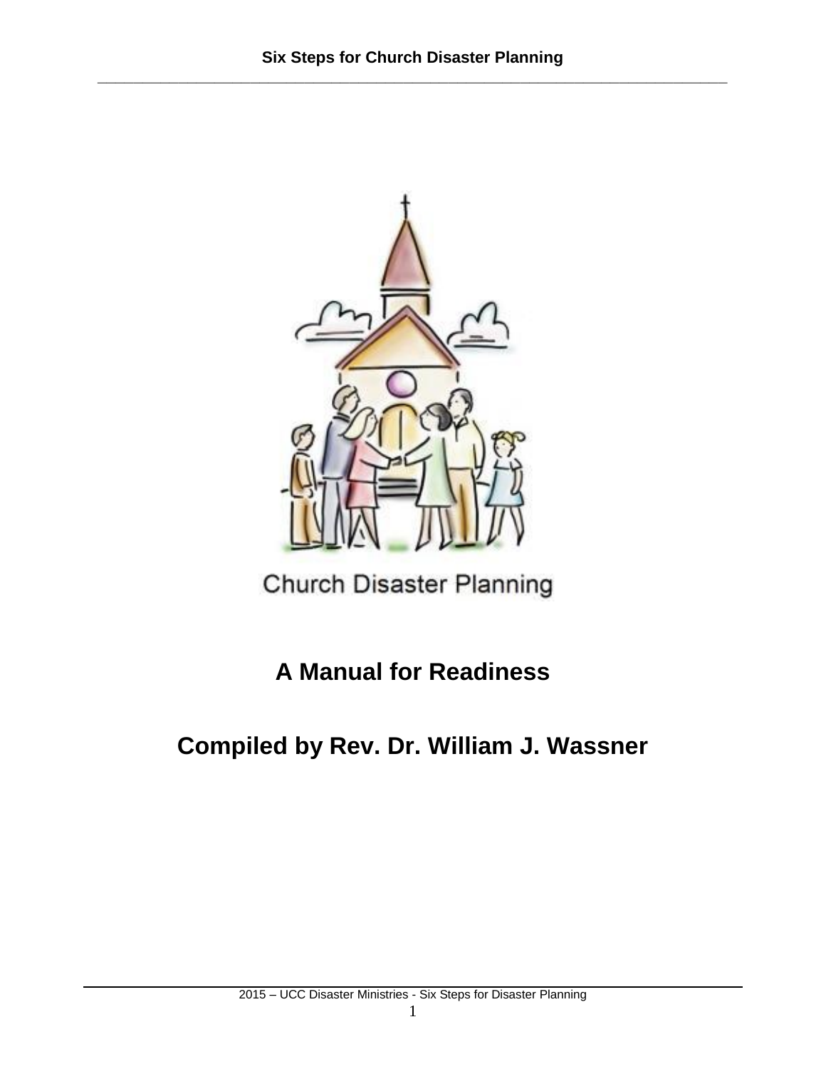Church Disaster Planning

# A Manual for Readiness

## Compiled by Rev. Dr. William J. Wassner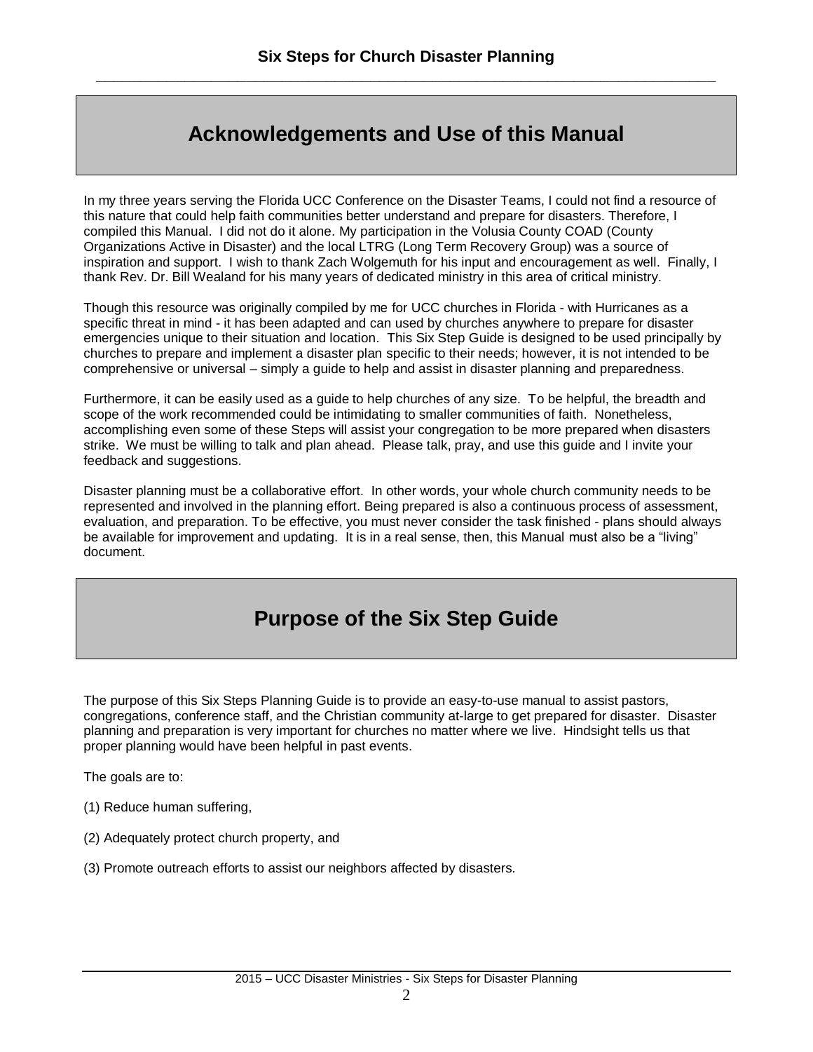## Acknowledgements and Use of this Manual

In my three years serving the Florida UCC Conference on the Disaster Teams, I could not find a resource of this nature that could help faith communities better understand and prepare for disasters. Therefore, I compiled this Manual. I did not do it alone. My participation in the Volusia County COAD (County Organizations Active in Disaster) and the local LTRG (Long Term Recovery Group) was a source of inspiration and support. I wish to thank Zach Wolgemuth for his input and encouragement as well. Finally, I thank Rev. Dr. Bill Wealand for his many years of dedicated ministry in this area of critical ministry.

Though this resource was originally compiled by me for UCC churches in Florida - with Hurricanes as a specific threat in mind - it has been adapted and can used by churches anywhere to prepare for disaster emergencies unique to their situation and location. This Six Step Guide is designed to be used principally by churches to prepare and implement a disaster plan specific to their needs; however, it is not intended to be comprehensive or universal – simply a guide to help and assist in disaster planning and preparedness.

Furthermore, it can be easily used as a guide to help churches of any size. To be helpful, the breadth and scope of the work recommended could be intimidating to smaller communities of faith. Nonetheless, accomplishing even some of these Steps will assist your congregation to be more prepared when disasters strike. We must be willing to talk and plan ahead. Please talk, pray, and use this guide and I invite your feedback and suggestions.

Disaster planning must be a collaborative effort. In other words, your whole church community needs to be represented and involved in the planning effort. Being prepared is also a continuous process of assessment, evaluation, and preparation. To be effective, you must never consider the task finished - plans should always be available for improvement and updating. It is in a real sense, then, this Manual must also be a "living" document.

## Purpose of the Six Step Guide

The purpose of this Six Steps Planning Guide is to provide an easy-to-use manual to assist pastors, congregations, conference staff, and the Christian community at-large to get prepared for disaster. Disaster planning and preparation is very important for churches no matter where we live. Hindsight tells us that proper planning would have been helpful in past events.

The goals are to:

(1) Reduce human suffering,

(2) Adequately protect church property, and

(3) Promote outreach efforts to assist our neighbors affected by disasters.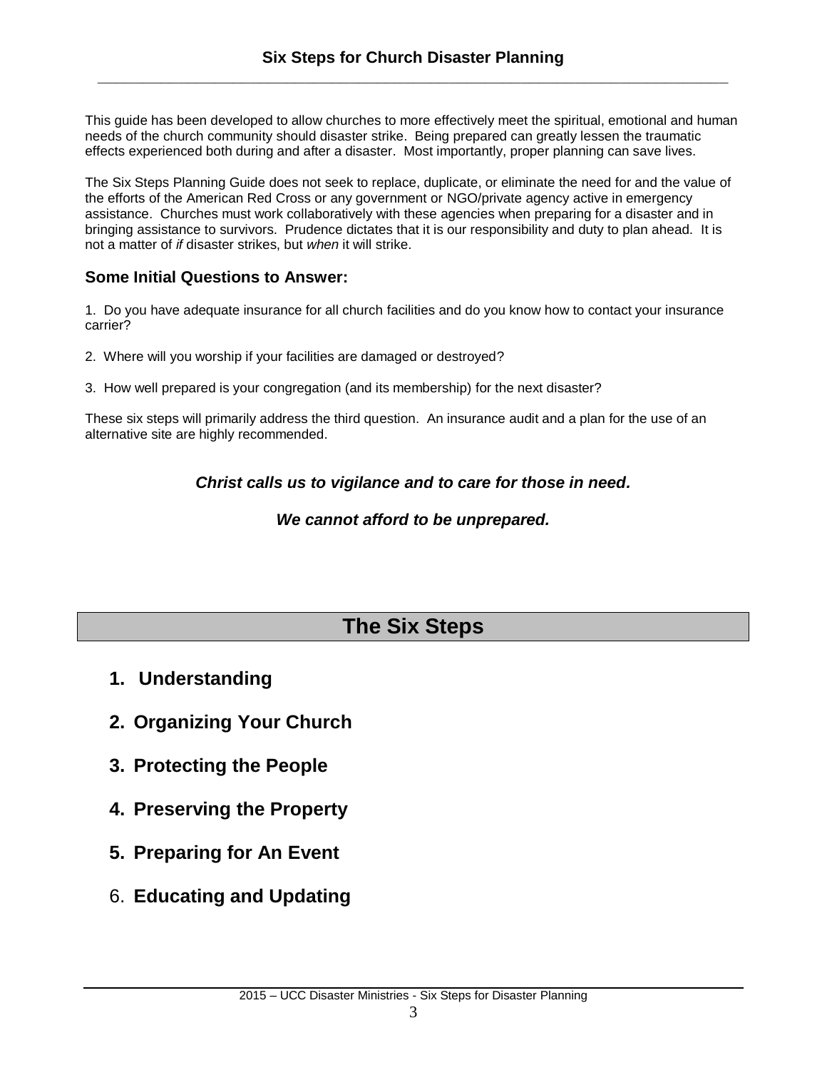# Six Steps for Church Disaster Planning

This guide has been developed to allow churches to more effectively meet the spiritual, emotional and human needs of the church community should disaster strike. Being prepared can greatly lessen the traumatic effects experienced both during and after a disaster. Most importantly, proper planning can save lives.

The Six Steps Planning Guide does not seek to replace, duplicate, or eliminate the need for and the value of the efforts of the American Red Cross or any government or NGO/private agency active in emergency assistance. Churches must work collaboratively with these agencies when preparing for a disaster and in bringing assistance to survivors. Prudence dictates that it is our responsibility and duty to plan ahead. It is not a matter of *if* disaster strikes, but *when* it will strike.

### Some Initial Questions to Answer:

1. Do you have adequate insurance for all church facilities and do you know how to contact your insurance carrier?

2. Where will you worship if your facilities are damaged or destroyed?

3. How well prepared is your congregation (and its membership) for the next disaster?

These six steps will primarily address the third question. An insurance audit and a plan for the use of an alternative site are highly recommended.

***Christ calls us to vigilance and to care for those in need.***

***We cannot afford to be unprepared.***

## The Six Steps

1. **Understanding**
2. **Organizing Your Church**
3. **Protecting the People**
4. **Preserving the Property**
5. **Preparing for An Event**
6. **Educating and Updating**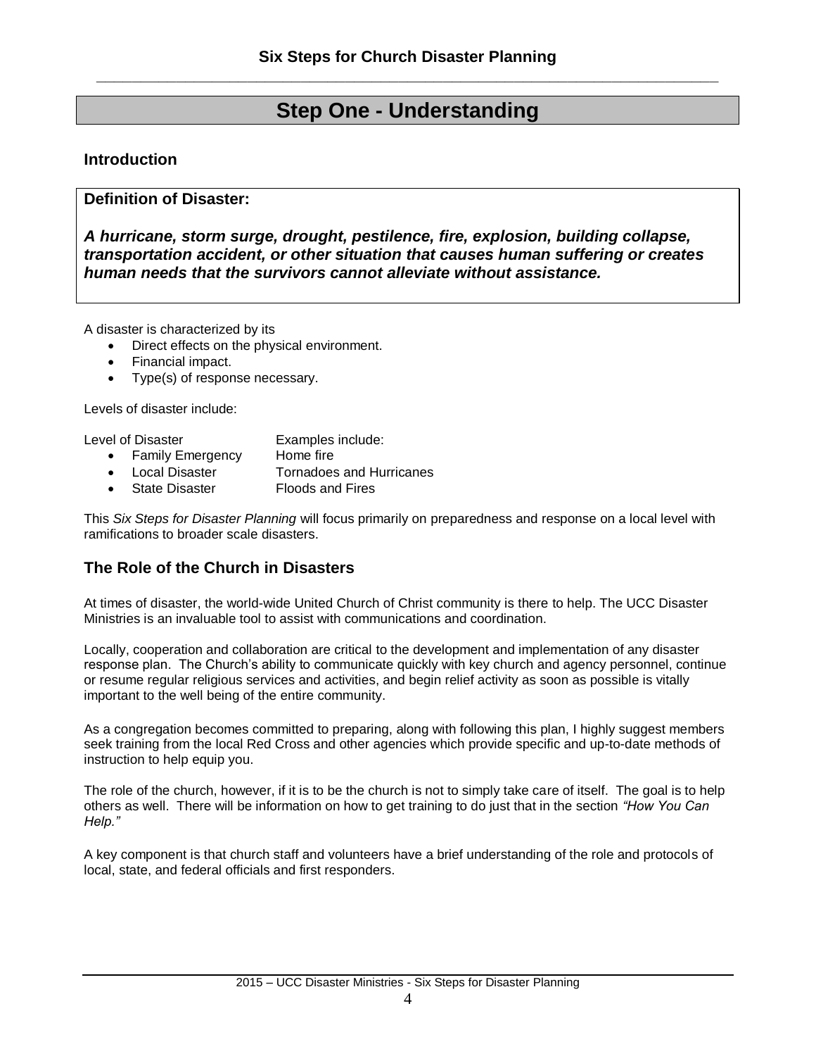# Step One - Understanding

## Introduction

**Definition of Disaster:**

***A hurricane, storm surge, drought, pestilence, fire, explosion, building collapse, transportation accident, or other situation that causes human suffering or creates human needs that the survivors cannot alleviate without assistance.***

A disaster is characterized by its

- Direct effects on the physical environment.
- Financial impact.
- Type(s) of response necessary.

Levels of disaster include:

| Level of Disaster | Examples include: |
|---|---|
| • Family Emergency | Home fire |
| • Local Disaster | Tornadoes and Hurricanes |
| • State Disaster | Floods and Fires |

This *Six Steps for Disaster Planning* will focus primarily on preparedness and response on a local level with ramifications to broader scale disasters.

## The Role of the Church in Disasters

At times of disaster, the world-wide United Church of Christ community is there to help. The UCC Disaster Ministries is an invaluable tool to assist with communications and coordination.

Locally, cooperation and collaboration are critical to the development and implementation of any disaster response plan. The Church's ability to communicate quickly with key church and agency personnel, continue or resume regular religious services and activities, and begin relief activity as soon as possible is vitally important to the well being of the entire community.

As a congregation becomes committed to preparing, along with following this plan, I highly suggest members seek training from the local Red Cross and other agencies which provide specific and up-to-date methods of instruction to help equip you.

The role of the church, however, if it is to be the church is not to simply take care of itself. The goal is to help others as well. There will be information on how to get training to do just that in the section *"How You Can Help."*

A key component is that church staff and volunteers have a brief understanding of the role and protocols of local, state, and federal officials and first responders.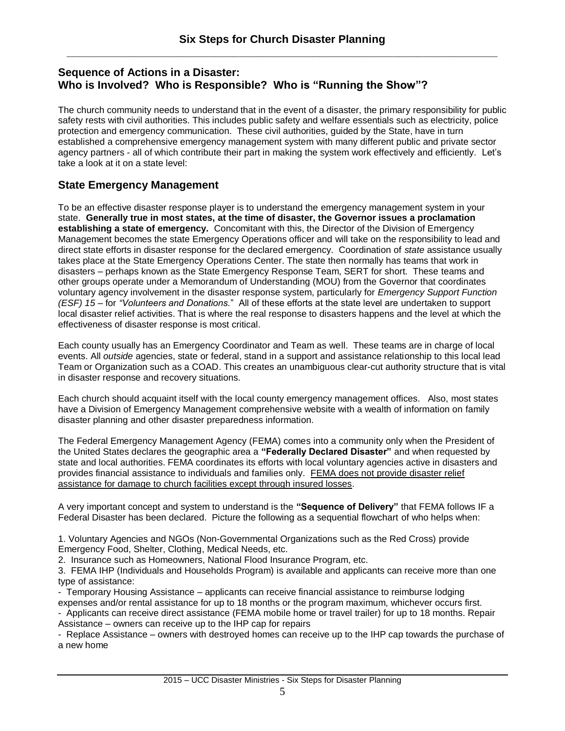## Sequence of Actions in a Disaster: Who is Involved? Who is Responsible? Who is "Running the Show"?

The church community needs to understand that in the event of a disaster, the primary responsibility for public safety rests with civil authorities. This includes public safety and welfare essentials such as electricity, police protection and emergency communication. These civil authorities, guided by the State, have in turn established a comprehensive emergency management system with many different public and private sector agency partners - all of which contribute their part in making the system work effectively and efficiently. Let's take a look at it on a state level:

## State Emergency Management

To be an effective disaster response player is to understand the emergency management system in your state. **Generally true in most states, at the time of disaster, the Governor issues a proclamation establishing a state of emergency.** Concomitant with this, the Director of the Division of Emergency Management becomes the state Emergency Operations officer and will take on the responsibility to lead and direct state efforts in disaster response for the declared emergency. Coordination of *state* assistance usually takes place at the State Emergency Operations Center. The state then normally has teams that work in disasters – perhaps known as the State Emergency Response Team, SERT for short. These teams and other groups operate under a Memorandum of Understanding (MOU) from the Governor that coordinates voluntary agency involvement in the disaster response system, particularly for *Emergency Support Function (ESF) 15* – for *"Volunteers and Donations."* All of these efforts at the state level are undertaken to support local disaster relief activities. That is where the real response to disasters happens and the level at which the effectiveness of disaster response is most critical.

Each county usually has an Emergency Coordinator and Team as well. These teams are in charge of local events. All *outside* agencies, state or federal, stand in a support and assistance relationship to this local lead Team or Organization such as a COAD. This creates an unambiguous clear-cut authority structure that is vital in disaster response and recovery situations.

Each church should acquaint itself with the local county emergency management offices. Also, most states have a Division of Emergency Management comprehensive website with a wealth of information on family disaster planning and other disaster preparedness information.

The Federal Emergency Management Agency (FEMA) comes into a community only when the President of the United States declares the geographic area a **"Federally Declared Disaster"** and when requested by state and local authorities. FEMA coordinates its efforts with local voluntary agencies active in disasters and provides financial assistance to individuals and families only. <u>FEMA does not provide disaster relief assistance for damage to church facilities except through insured losses</u>.

A very important concept and system to understand is the **"Sequence of Delivery"** that FEMA follows IF a Federal Disaster has been declared. Picture the following as a sequential flowchart of who helps when:

1. Voluntary Agencies and NGOs (Non-Governmental Organizations such as the Red Cross) provide Emergency Food, Shelter, Clothing, Medical Needs, etc.
2. Insurance such as Homeowners, National Flood Insurance Program, etc.
3. FEMA IHP (Individuals and Households Program) is available and applicants can receive more than one type of assistance:

- Temporary Housing Assistance – applicants can receive financial assistance to reimburse lodging expenses and/or rental assistance for up to 18 months or the program maximum, whichever occurs first.
- Applicants can receive direct assistance (FEMA mobile home or travel trailer) for up to 18 months. Repair Assistance – owners can receive up to the IHP cap for repairs
- Replace Assistance – owners with destroyed homes can receive up to the IHP cap towards the purchase of a new home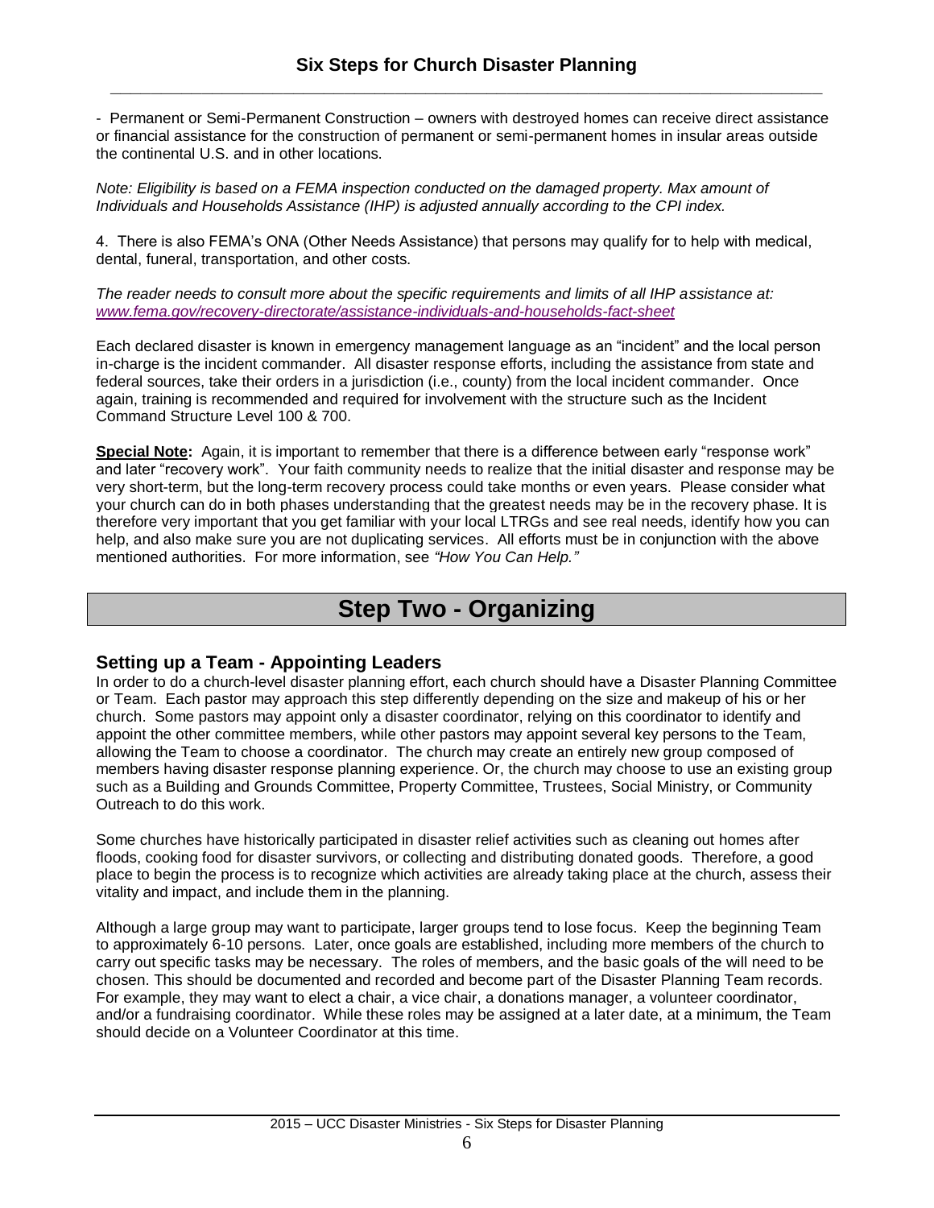- Permanent or Semi-Permanent Construction – owners with destroyed homes can receive direct assistance or financial assistance for the construction of permanent or semi-permanent homes in insular areas outside the continental U.S. and in other locations.

*Note: Eligibility is based on a FEMA inspection conducted on the damaged property. Max amount of Individuals and Households Assistance (IHP) is adjusted annually according to the CPI index.*

4. There is also FEMA's ONA (Other Needs Assistance) that persons may qualify for to help with medical, dental, funeral, transportation, and other costs.

*The reader needs to consult more about the specific requirements and limits of all IHP assistance at: www.fema.gov/recovery-directorate/assistance-individuals-and-households-fact-sheet*

Each declared disaster is known in emergency management language as an "incident" and the local person in-charge is the incident commander. All disaster response efforts, including the assistance from state and federal sources, take their orders in a jurisdiction (i.e., county) from the local incident commander. Once again, training is recommended and required for involvement with the structure such as the Incident Command Structure Level 100 & 700.

**Special Note:** Again, it is important to remember that there is a difference between early "response work" and later "recovery work". Your faith community needs to realize that the initial disaster and response may be very short-term, but the long-term recovery process could take months or even years. Please consider what your church can do in both phases understanding that the greatest needs may be in the recovery phase. It is therefore very important that you get familiar with your local LTRGs and see real needs, identify how you can help, and also make sure you are not duplicating services. All efforts must be in conjunction with the above mentioned authorities. For more information, see *"How You Can Help."*

# Step Two - Organizing

## Setting up a Team - Appointing Leaders

In order to do a church-level disaster planning effort, each church should have a Disaster Planning Committee or Team. Each pastor may approach this step differently depending on the size and makeup of his or her church. Some pastors may appoint only a disaster coordinator, relying on this coordinator to identify and appoint the other committee members, while other pastors may appoint several key persons to the Team, allowing the Team to choose a coordinator. The church may create an entirely new group composed of members having disaster response planning experience. Or, the church may choose to use an existing group such as a Building and Grounds Committee, Property Committee, Trustees, Social Ministry, or Community Outreach to do this work.

Some churches have historically participated in disaster relief activities such as cleaning out homes after floods, cooking food for disaster survivors, or collecting and distributing donated goods. Therefore, a good place to begin the process is to recognize which activities are already taking place at the church, assess their vitality and impact, and include them in the planning.

Although a large group may want to participate, larger groups tend to lose focus. Keep the beginning Team to approximately 6-10 persons. Later, once goals are established, including more members of the church to carry out specific tasks may be necessary. The roles of members, and the basic goals of the will need to be chosen. This should be documented and recorded and become part of the Disaster Planning Team records. For example, they may want to elect a chair, a vice chair, a donations manager, a volunteer coordinator, and/or a fundraising coordinator. While these roles may be assigned at a later date, at a minimum, the Team should decide on a Volunteer Coordinator at this time.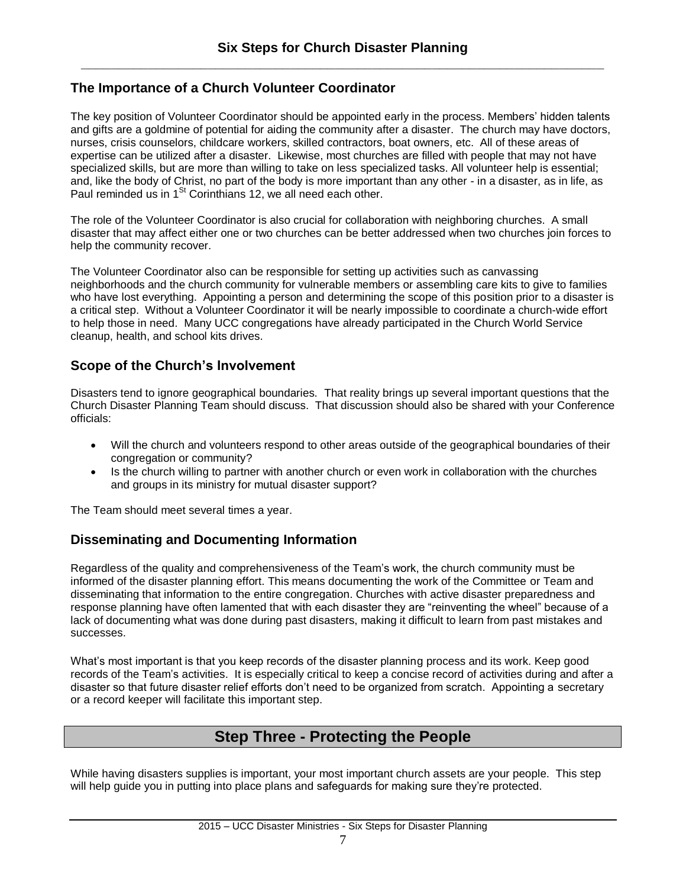## The Importance of a Church Volunteer Coordinator

The key position of Volunteer Coordinator should be appointed early in the process. Members' hidden talents and gifts are a goldmine of potential for aiding the community after a disaster. The church may have doctors, nurses, crisis counselors, childcare workers, skilled contractors, boat owners, etc. All of these areas of expertise can be utilized after a disaster. Likewise, most churches are filled with people that may not have specialized skills, but are more than willing to take on less specialized tasks. All volunteer help is essential; and, like the body of Christ, no part of the body is more important than any other - in a disaster, as in life, as Paul reminded us in 1st Corinthians 12, we all need each other.

The role of the Volunteer Coordinator is also crucial for collaboration with neighboring churches. A small disaster that may affect either one or two churches can be better addressed when two churches join forces to help the community recover.

The Volunteer Coordinator also can be responsible for setting up activities such as canvassing neighborhoods and the church community for vulnerable members or assembling care kits to give to families who have lost everything. Appointing a person and determining the scope of this position prior to a disaster is a critical step. Without a Volunteer Coordinator it will be nearly impossible to coordinate a church-wide effort to help those in need. Many UCC congregations have already participated in the Church World Service cleanup, health, and school kits drives.

## Scope of the Church's Involvement

Disasters tend to ignore geographical boundaries. That reality brings up several important questions that the Church Disaster Planning Team should discuss. That discussion should also be shared with your Conference officials:

- Will the church and volunteers respond to other areas outside of the geographical boundaries of their congregation or community?
- Is the church willing to partner with another church or even work in collaboration with the churches and groups in its ministry for mutual disaster support?

The Team should meet several times a year.

## Disseminating and Documenting Information

Regardless of the quality and comprehensiveness of the Team's work, the church community must be informed of the disaster planning effort. This means documenting the work of the Committee or Team and disseminating that information to the entire congregation. Churches with active disaster preparedness and response planning have often lamented that with each disaster they are "reinventing the wheel" because of a lack of documenting what was done during past disasters, making it difficult to learn from past mistakes and successes.

What's most important is that you keep records of the disaster planning process and its work. Keep good records of the Team's activities. It is especially critical to keep a concise record of activities during and after a disaster so that future disaster relief efforts don't need to be organized from scratch. Appointing a secretary or a record keeper will facilitate this important step.

# Step Three - Protecting the People

While having disasters supplies is important, your most important church assets are your people. This step will help guide you in putting into place plans and safeguards for making sure they're protected.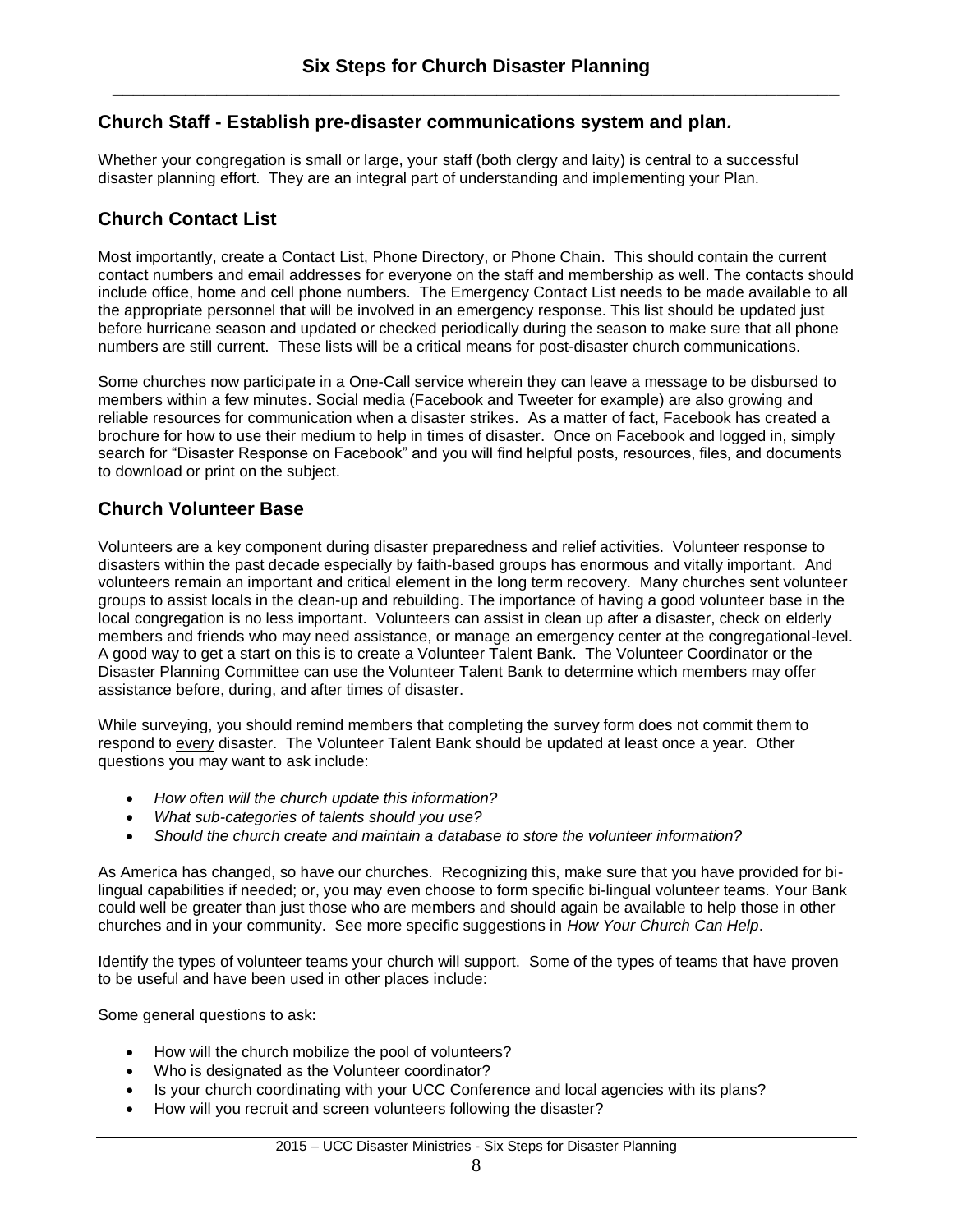# Six Steps for Church Disaster Planning

## Church Staff - Establish pre-disaster communications system and plan.

Whether your congregation is small or large, your staff (both clergy and laity) is central to a successful disaster planning effort. They are an integral part of understanding and implementing your Plan.

## Church Contact List

Most importantly, create a Contact List, Phone Directory, or Phone Chain. This should contain the current contact numbers and email addresses for everyone on the staff and membership as well. The contacts should include office, home and cell phone numbers. The Emergency Contact List needs to be made available to all the appropriate personnel that will be involved in an emergency response. This list should be updated just before hurricane season and updated or checked periodically during the season to make sure that all phone numbers are still current. These lists will be a critical means for post-disaster church communications.

Some churches now participate in a One-Call service wherein they can leave a message to be disbursed to members within a few minutes. Social media (Facebook and Tweeter for example) are also growing and reliable resources for communication when a disaster strikes. As a matter of fact, Facebook has created a brochure for how to use their medium to help in times of disaster. Once on Facebook and logged in, simply search for "Disaster Response on Facebook" and you will find helpful posts, resources, files, and documents to download or print on the subject.

## Church Volunteer Base

Volunteers are a key component during disaster preparedness and relief activities. Volunteer response to disasters within the past decade especially by faith-based groups has enormous and vitally important. And volunteers remain an important and critical element in the long term recovery. Many churches sent volunteer groups to assist locals in the clean-up and rebuilding. The importance of having a good volunteer base in the local congregation is no less important. Volunteers can assist in clean up after a disaster, check on elderly members and friends who may need assistance, or manage an emergency center at the congregational-level. A good way to get a start on this is to create a Volunteer Talent Bank. The Volunteer Coordinator or the Disaster Planning Committee can use the Volunteer Talent Bank to determine which members may offer assistance before, during, and after times of disaster.

While surveying, you should remind members that completing the survey form does not commit them to respond to every disaster. The Volunteer Talent Bank should be updated at least once a year. Other questions you may want to ask include:

- *How often will the church update this information?*
- *What sub-categories of talents should you use?*
- *Should the church create and maintain a database to store the volunteer information?*

As America has changed, so have our churches. Recognizing this, make sure that you have provided for bi-lingual capabilities if needed; or, you may even choose to form specific bi-lingual volunteer teams. Your Bank could well be greater than just those who are members and should again be available to help those in other churches and in your community. See more specific suggestions in *How Your Church Can Help*.

Identify the types of volunteer teams your church will support. Some of the types of teams that have proven to be useful and have been used in other places include:

Some general questions to ask:

- How will the church mobilize the pool of volunteers?
- Who is designated as the Volunteer coordinator?
- Is your church coordinating with your UCC Conference and local agencies with its plans?
- How will you recruit and screen volunteers following the disaster?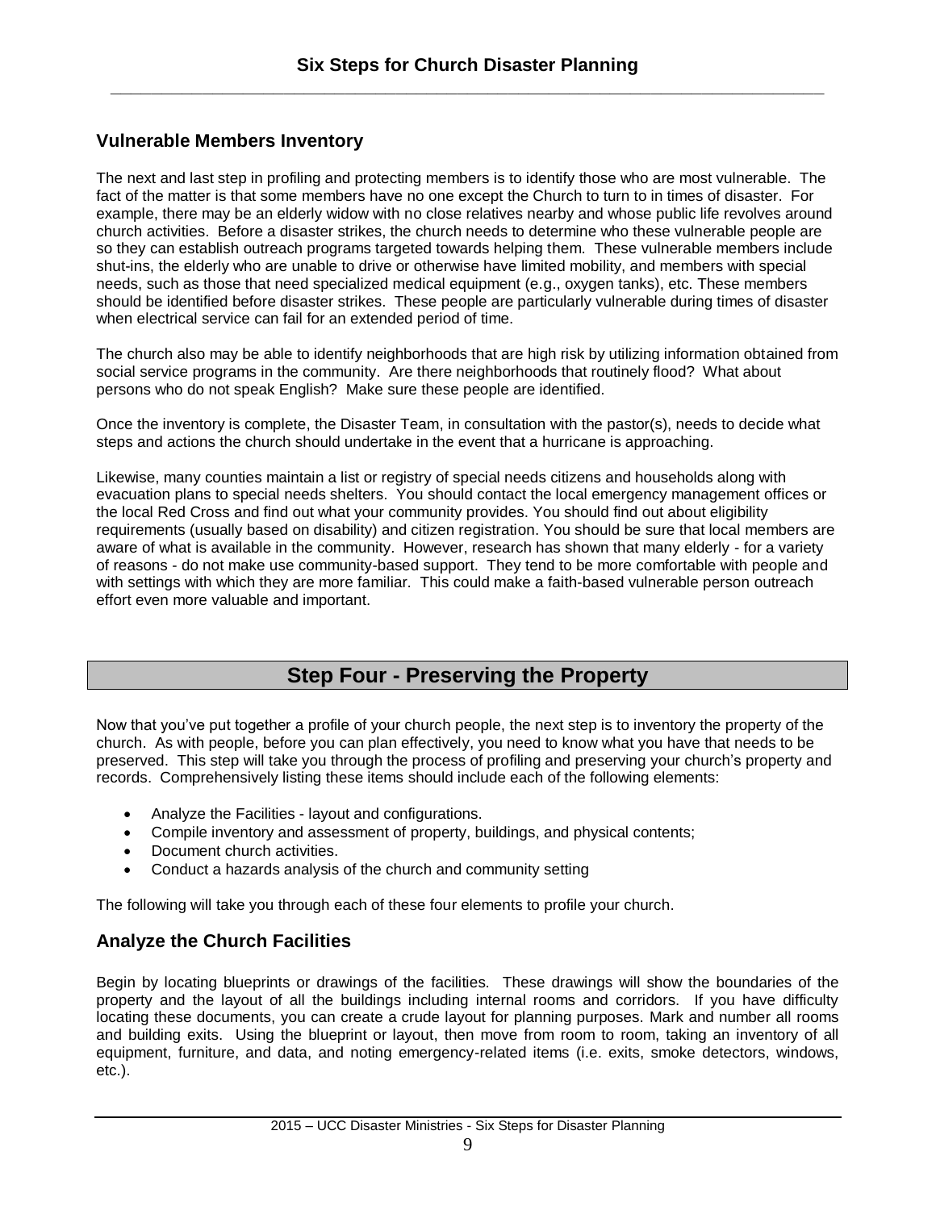### Vulnerable Members Inventory

The next and last step in profiling and protecting members is to identify those who are most vulnerable. The fact of the matter is that some members have no one except the Church to turn to in times of disaster. For example, there may be an elderly widow with no close relatives nearby and whose public life revolves around church activities. Before a disaster strikes, the church needs to determine who these vulnerable people are so they can establish outreach programs targeted towards helping them. These vulnerable members include shut-ins, the elderly who are unable to drive or otherwise have limited mobility, and members with special needs, such as those that need specialized medical equipment (e.g., oxygen tanks), etc. These members should be identified before disaster strikes. These people are particularly vulnerable during times of disaster when electrical service can fail for an extended period of time.

The church also may be able to identify neighborhoods that are high risk by utilizing information obtained from social service programs in the community. Are there neighborhoods that routinely flood? What about persons who do not speak English? Make sure these people are identified.

Once the inventory is complete, the Disaster Team, in consultation with the pastor(s), needs to decide what steps and actions the church should undertake in the event that a hurricane is approaching.

Likewise, many counties maintain a list or registry of special needs citizens and households along with evacuation plans to special needs shelters. You should contact the local emergency management offices or the local Red Cross and find out what your community provides. You should find out about eligibility requirements (usually based on disability) and citizen registration. You should be sure that local members are aware of what is available in the community. However, research has shown that many elderly - for a variety of reasons - do not make use community-based support. They tend to be more comfortable with people and with settings with which they are more familiar. This could make a faith-based vulnerable person outreach effort even more valuable and important.

## Step Four - Preserving the Property

Now that you've put together a profile of your church people, the next step is to inventory the property of the church. As with people, before you can plan effectively, you need to know what you have that needs to be preserved. This step will take you through the process of profiling and preserving your church's property and records. Comprehensively listing these items should include each of the following elements:

- Analyze the Facilities - layout and configurations.
- Compile inventory and assessment of property, buildings, and physical contents;
- Document church activities.
- Conduct a hazards analysis of the church and community setting

The following will take you through each of these four elements to profile your church.

### Analyze the Church Facilities

Begin by locating blueprints or drawings of the facilities. These drawings will show the boundaries of the property and the layout of all the buildings including internal rooms and corridors. If you have difficulty locating these documents, you can create a crude layout for planning purposes. Mark and number all rooms and building exits. Using the blueprint or layout, then move from room to room, taking an inventory of all equipment, furniture, and data, and noting emergency-related items (i.e. exits, smoke detectors, windows, etc.).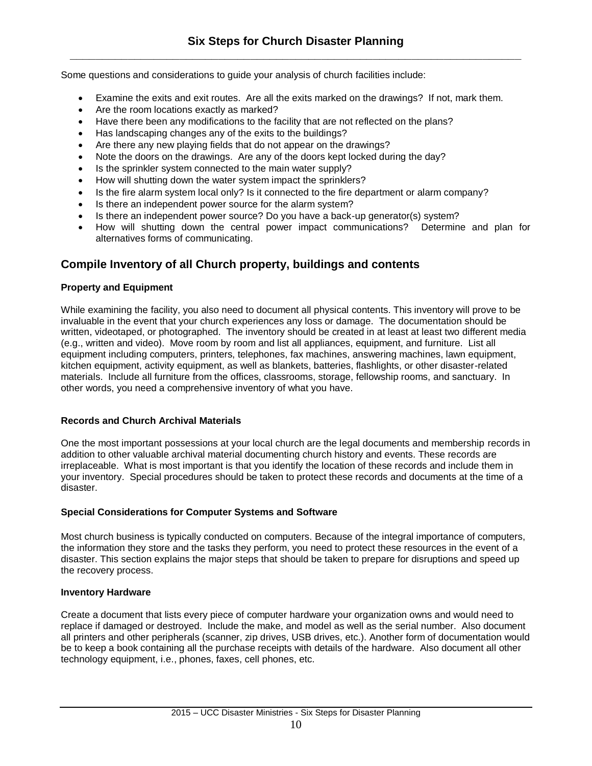Some questions and considerations to guide your analysis of church facilities include:

- Examine the exits and exit routes. Are all the exits marked on the drawings? If not, mark them.
- Are the room locations exactly as marked?
- Have there been any modifications to the facility that are not reflected on the plans?
- Has landscaping changes any of the exits to the buildings?
- Are there any new playing fields that do not appear on the drawings?
- Note the doors on the drawings. Are any of the doors kept locked during the day?
- Is the sprinkler system connected to the main water supply?
- How will shutting down the water system impact the sprinklers?
- Is the fire alarm system local only? Is it connected to the fire department or alarm company?
- Is there an independent power source for the alarm system?
- Is there an independent power source? Do you have a back-up generator(s) system?
- How will shutting down the central power impact communications? Determine and plan for alternatives forms of communicating.

## Compile Inventory of all Church property, buildings and contents

### Property and Equipment

While examining the facility, you also need to document all physical contents. This inventory will prove to be invaluable in the event that your church experiences any loss or damage. The documentation should be written, videotaped, or photographed. The inventory should be created in at least at least two different media (e.g., written and video). Move room by room and list all appliances, equipment, and furniture. List all equipment including computers, printers, telephones, fax machines, answering machines, lawn equipment, kitchen equipment, activity equipment, as well as blankets, batteries, flashlights, or other disaster-related materials. Include all furniture from the offices, classrooms, storage, fellowship rooms, and sanctuary. In other words, you need a comprehensive inventory of what you have.

### Records and Church Archival Materials

One the most important possessions at your local church are the legal documents and membership records in addition to other valuable archival material documenting church history and events. These records are irreplaceable. What is most important is that you identify the location of these records and include them in your inventory. Special procedures should be taken to protect these records and documents at the time of a disaster.

### Special Considerations for Computer Systems and Software

Most church business is typically conducted on computers. Because of the integral importance of computers, the information they store and the tasks they perform, you need to protect these resources in the event of a disaster. This section explains the major steps that should be taken to prepare for disruptions and speed up the recovery process.

### Inventory Hardware

Create a document that lists every piece of computer hardware your organization owns and would need to replace if damaged or destroyed. Include the make, and model as well as the serial number. Also document all printers and other peripherals (scanner, zip drives, USB drives, etc.). Another form of documentation would be to keep a book containing all the purchase receipts with details of the hardware. Also document all other technology equipment, i.e., phones, faxes, cell phones, etc.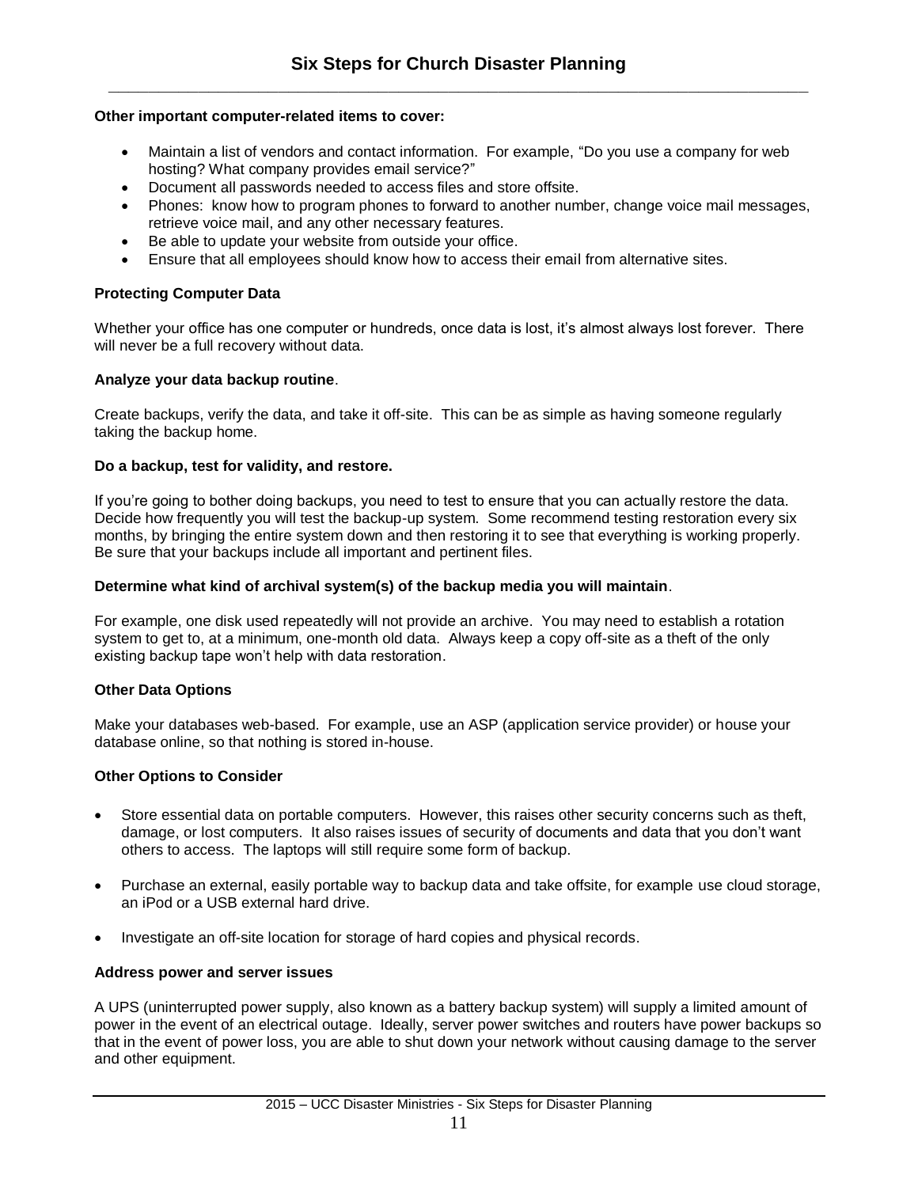**Other important computer-related items to cover:**

- Maintain a list of vendors and contact information. For example, "Do you use a company for web hosting? What company provides email service?"
- Document all passwords needed to access files and store offsite.
- Phones: know how to program phones to forward to another number, change voice mail messages, retrieve voice mail, and any other necessary features.
- Be able to update your website from outside your office.
- Ensure that all employees should know how to access their email from alternative sites.

**Protecting Computer Data**

Whether your office has one computer or hundreds, once data is lost, it's almost always lost forever. There will never be a full recovery without data.

**Analyze your data backup routine**.

Create backups, verify the data, and take it off-site. This can be as simple as having someone regularly taking the backup home.

**Do a backup, test for validity, and restore.**

If you're going to bother doing backups, you need to test to ensure that you can actually restore the data. Decide how frequently you will test the backup-up system. Some recommend testing restoration every six months, by bringing the entire system down and then restoring it to see that everything is working properly. Be sure that your backups include all important and pertinent files.

**Determine what kind of archival system(s) of the backup media you will maintain**.

For example, one disk used repeatedly will not provide an archive. You may need to establish a rotation system to get to, at a minimum, one-month old data. Always keep a copy off-site as a theft of the only existing backup tape won't help with data restoration.

**Other Data Options**

Make your databases web-based. For example, use an ASP (application service provider) or house your database online, so that nothing is stored in-house.

**Other Options to Consider**

- Store essential data on portable computers. However, this raises other security concerns such as theft, damage, or lost computers. It also raises issues of security of documents and data that you don't want others to access. The laptops will still require some form of backup.

- Purchase an external, easily portable way to backup data and take offsite, for example use cloud storage, an iPod or a USB external hard drive.

- Investigate an off-site location for storage of hard copies and physical records.

**Address power and server issues**

A UPS (uninterrupted power supply, also known as a battery backup system) will supply a limited amount of power in the event of an electrical outage. Ideally, server power switches and routers have power backups so that in the event of power loss, you are able to shut down your network without causing damage to the server and other equipment.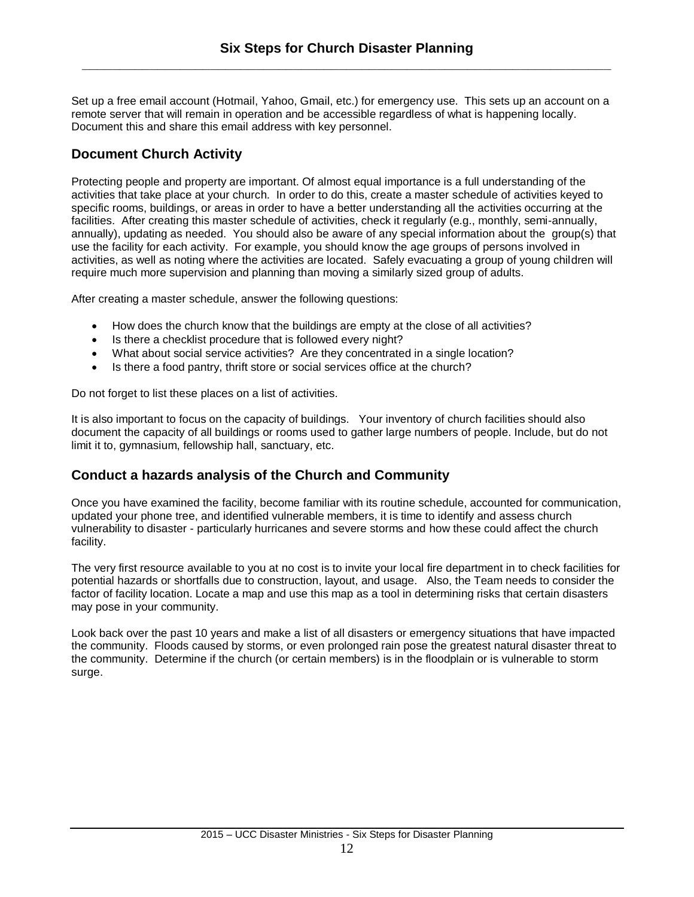Set up a free email account (Hotmail, Yahoo, Gmail, etc.) for emergency use. This sets up an account on a remote server that will remain in operation and be accessible regardless of what is happening locally. Document this and share this email address with key personnel.

## Document Church Activity

Protecting people and property are important. Of almost equal importance is a full understanding of the activities that take place at your church. In order to do this, create a master schedule of activities keyed to specific rooms, buildings, or areas in order to have a better understanding all the activities occurring at the facilities. After creating this master schedule of activities, check it regularly (e.g., monthly, semi-annually, annually), updating as needed. You should also be aware of any special information about the group(s) that use the facility for each activity. For example, you should know the age groups of persons involved in activities, as well as noting where the activities are located. Safely evacuating a group of young children will require much more supervision and planning than moving a similarly sized group of adults.

After creating a master schedule, answer the following questions:

- How does the church know that the buildings are empty at the close of all activities?
- Is there a checklist procedure that is followed every night?
- What about social service activities? Are they concentrated in a single location?
- Is there a food pantry, thrift store or social services office at the church?

Do not forget to list these places on a list of activities.

It is also important to focus on the capacity of buildings. Your inventory of church facilities should also document the capacity of all buildings or rooms used to gather large numbers of people. Include, but do not limit it to, gymnasium, fellowship hall, sanctuary, etc.

## Conduct a hazards analysis of the Church and Community

Once you have examined the facility, become familiar with its routine schedule, accounted for communication, updated your phone tree, and identified vulnerable members, it is time to identify and assess church vulnerability to disaster - particularly hurricanes and severe storms and how these could affect the church facility.

The very first resource available to you at no cost is to invite your local fire department in to check facilities for potential hazards or shortfalls due to construction, layout, and usage. Also, the Team needs to consider the factor of facility location. Locate a map and use this map as a tool in determining risks that certain disasters may pose in your community.

Look back over the past 10 years and make a list of all disasters or emergency situations that have impacted the community. Floods caused by storms, or even prolonged rain pose the greatest natural disaster threat to the community. Determine if the church (or certain members) is in the floodplain or is vulnerable to storm surge.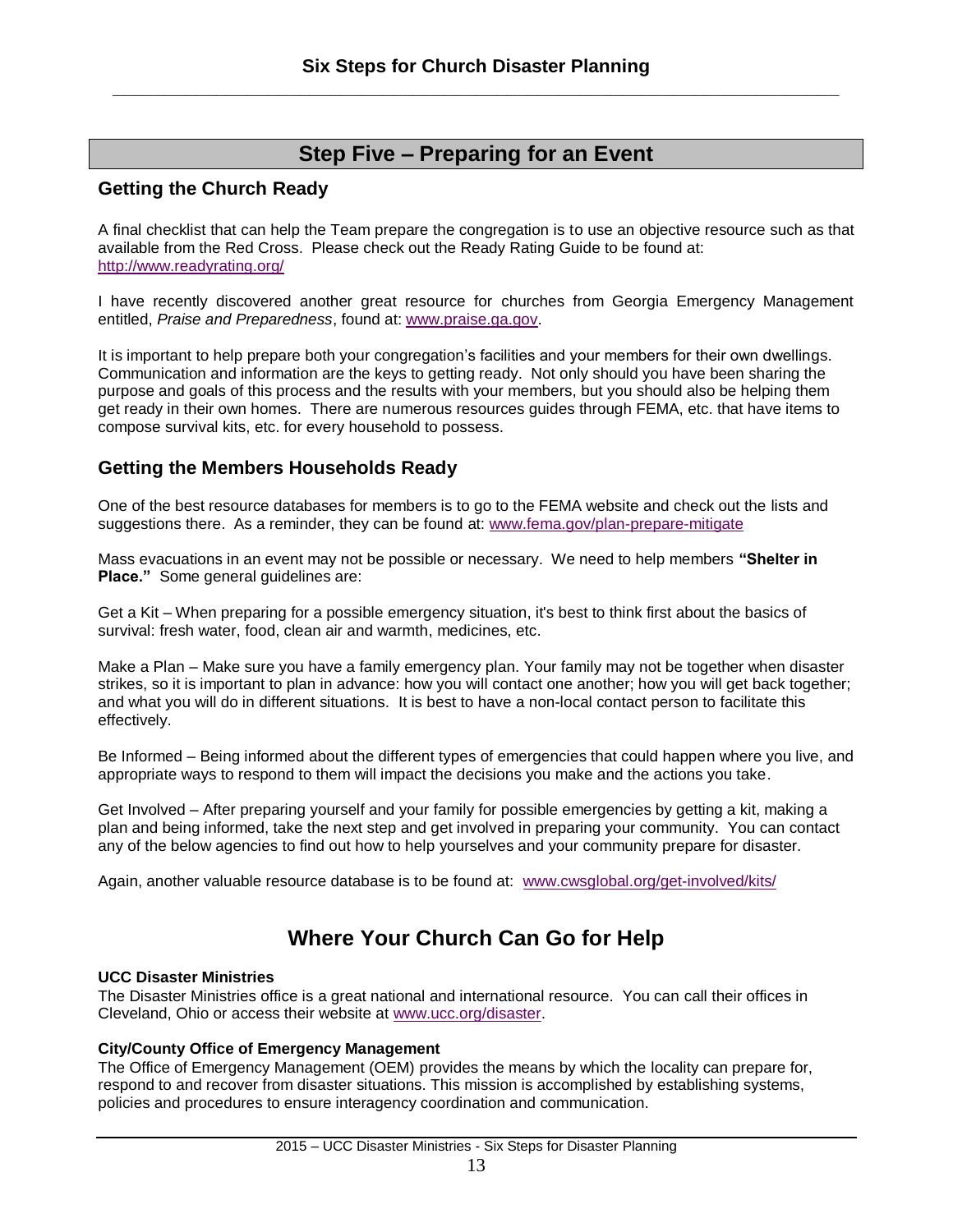## Step Five – Preparing for an Event

### Getting the Church Ready

A final checklist that can help the Team prepare the congregation is to use an objective resource such as that available from the Red Cross. Please check out the Ready Rating Guide to be found at: http://www.readyrating.org/

I have recently discovered another great resource for churches from Georgia Emergency Management entitled, *Praise and Preparedness*, found at: www.praise.ga.gov.

It is important to help prepare both your congregation's facilities and your members for their own dwellings. Communication and information are the keys to getting ready. Not only should you have been sharing the purpose and goals of this process and the results with your members, but you should also be helping them get ready in their own homes. There are numerous resources guides through FEMA, etc. that have items to compose survival kits, etc. for every household to possess.

### Getting the Members Households Ready

One of the best resource databases for members is to go to the FEMA website and check out the lists and suggestions there. As a reminder, they can be found at: www.fema.gov/plan-prepare-mitigate

Mass evacuations in an event may not be possible or necessary. We need to help members **"Shelter in Place."** Some general guidelines are:

Get a Kit – When preparing for a possible emergency situation, it's best to think first about the basics of survival: fresh water, food, clean air and warmth, medicines, etc.

Make a Plan – Make sure you have a family emergency plan. Your family may not be together when disaster strikes, so it is important to plan in advance: how you will contact one another; how you will get back together; and what you will do in different situations. It is best to have a non-local contact person to facilitate this effectively.

Be Informed – Being informed about the different types of emergencies that could happen where you live, and appropriate ways to respond to them will impact the decisions you make and the actions you take.

Get Involved – After preparing yourself and your family for possible emergencies by getting a kit, making a plan and being informed, take the next step and get involved in preparing your community. You can contact any of the below agencies to find out how to help yourselves and your community prepare for disaster.

Again, another valuable resource database is to be found at: www.cwsglobal.org/get-involved/kits/

## Where Your Church Can Go for Help

**UCC Disaster Ministries**
The Disaster Ministries office is a great national and international resource. You can call their offices in Cleveland, Ohio or access their website at www.ucc.org/disaster.

**City/County Office of Emergency Management**
The Office of Emergency Management (OEM) provides the means by which the locality can prepare for, respond to and recover from disaster situations. This mission is accomplished by establishing systems, policies and procedures to ensure interagency coordination and communication.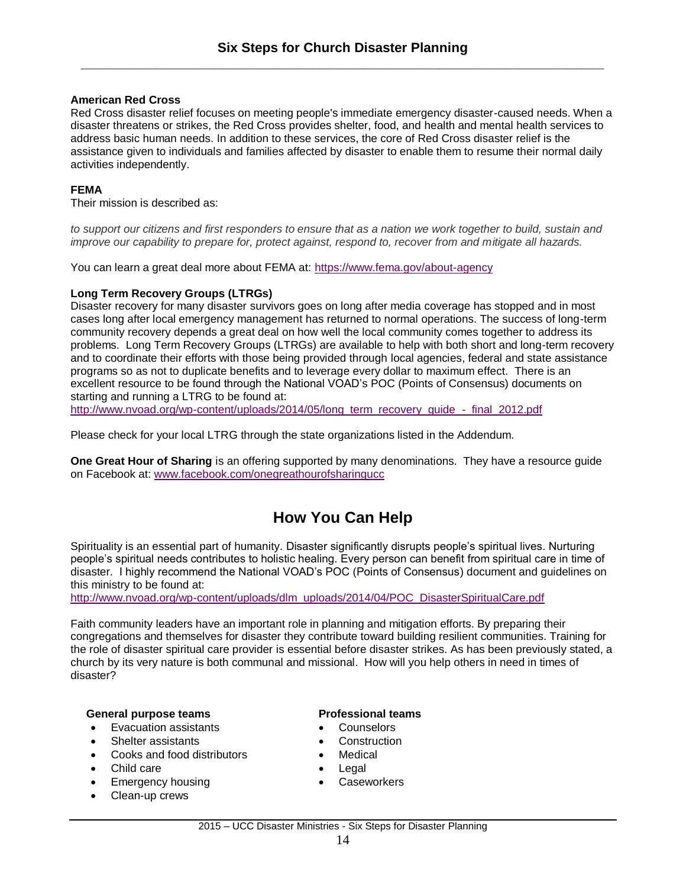**American Red Cross**
Red Cross disaster relief focuses on meeting people's immediate emergency disaster-caused needs. When a disaster threatens or strikes, the Red Cross provides shelter, food, and health and mental health services to address basic human needs. In addition to these services, the core of Red Cross disaster relief is the assistance given to individuals and families affected by disaster to enable them to resume their normal daily activities independently.

**FEMA**
Their mission is described as:

*to support our citizens and first responders to ensure that as a nation we work together to build, sustain and improve our capability to prepare for, protect against, respond to, recover from and mitigate all hazards.*

You can learn a great deal more about FEMA at: https://www.fema.gov/about-agency

**Long Term Recovery Groups (LTRGs)**
Disaster recovery for many disaster survivors goes on long after media coverage has stopped and in most cases long after local emergency management has returned to normal operations. The success of long-term community recovery depends a great deal on how well the local community comes together to address its problems. Long Term Recovery Groups (LTRGs) are available to help with both short and long-term recovery and to coordinate their efforts with those being provided through local agencies, federal and state assistance programs so as not to duplicate benefits and to leverage every dollar to maximum effect. There is an excellent resource to be found through the National VOAD's POC (Points of Consensus) documents on starting and running a LTRG to be found at:
http://www.nvoad.org/wp-content/uploads/2014/05/long_term_recovery_guide_-_final_2012.pdf

Please check for your local LTRG through the state organizations listed in the Addendum.

**One Great Hour of Sharing** is an offering supported by many denominations. They have a resource guide on Facebook at: www.facebook.com/onegreathourofsharingucc

# How You Can Help

Spirituality is an essential part of humanity. Disaster significantly disrupts people's spiritual lives. Nurturing people's spiritual needs contributes to holistic healing. Every person can benefit from spiritual care in time of disaster. I highly recommend the National VOAD's POC (Points of Consensus) document and guidelines on this ministry to be found at:
http://www.nvoad.org/wp-content/uploads/dlm_uploads/2014/04/POC_DisasterSpiritualCare.pdf

Faith community leaders have an important role in planning and mitigation efforts. By preparing their congregations and themselves for disaster they contribute toward building resilient communities. Training for the role of disaster spiritual care provider is essential before disaster strikes. As has been previously stated, a church by its very nature is both communal and missional. How will you help others in need in times of disaster?

**General purpose teams**

- Evacuation assistants
- Shelter assistants
- Cooks and food distributors
- Child care
- Emergency housing
- Clean-up crews

**Professional teams**

- Counselors
- Construction
- Medical
- Legal
- Caseworkers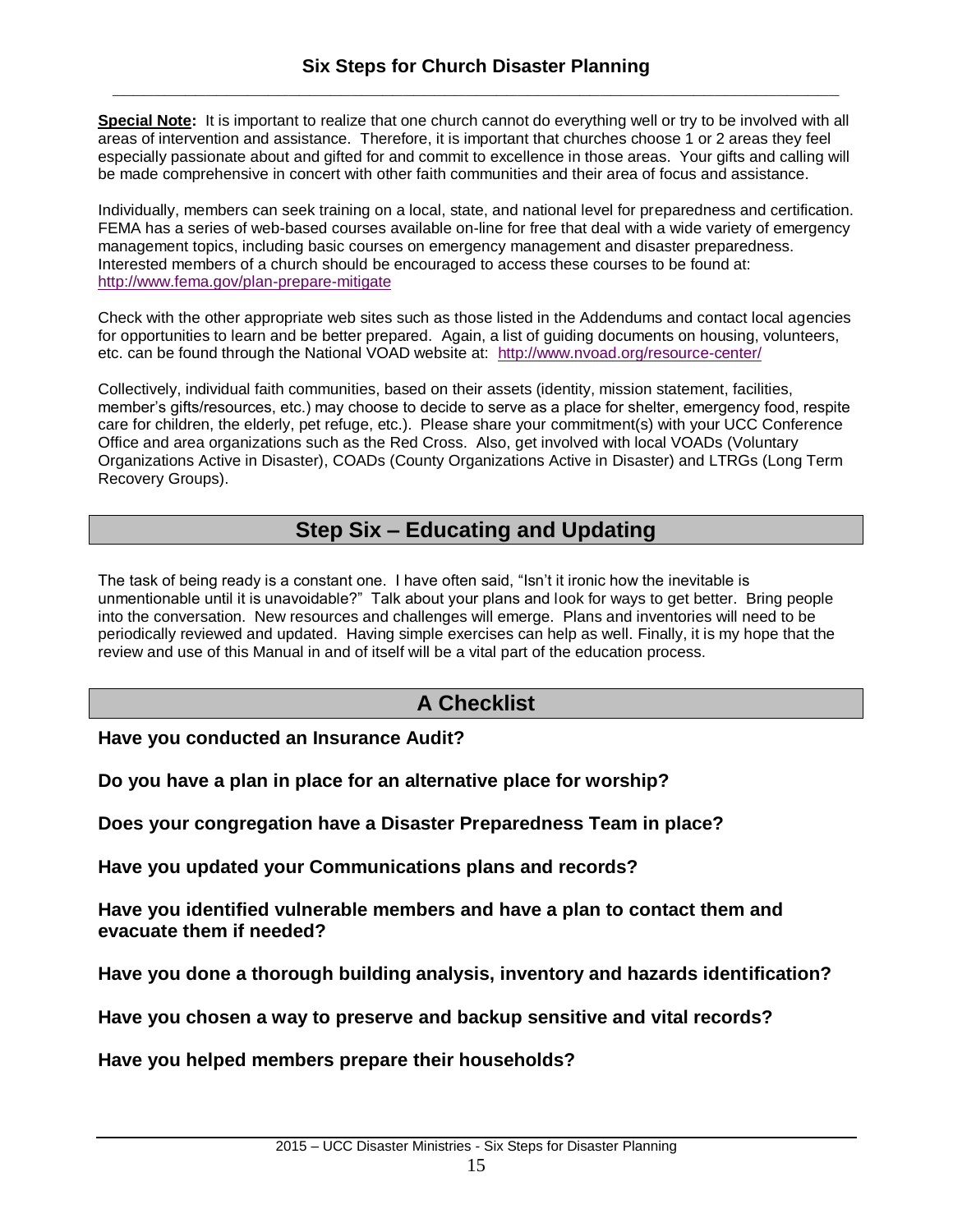**Special Note:** It is important to realize that one church cannot do everything well or try to be involved with all areas of intervention and assistance. Therefore, it is important that churches choose 1 or 2 areas they feel especially passionate about and gifted for and commit to excellence in those areas. Your gifts and calling will be made comprehensive in concert with other faith communities and their area of focus and assistance.

Individually, members can seek training on a local, state, and national level for preparedness and certification. FEMA has a series of web-based courses available on-line for free that deal with a wide variety of emergency management topics, including basic courses on emergency management and disaster preparedness. Interested members of a church should be encouraged to access these courses to be found at: http://www.fema.gov/plan-prepare-mitigate

Check with the other appropriate web sites such as those listed in the Addendums and contact local agencies for opportunities to learn and be better prepared. Again, a list of guiding documents on housing, volunteers, etc. can be found through the National VOAD website at: http://www.nvoad.org/resource-center/

Collectively, individual faith communities, based on their assets (identity, mission statement, facilities, member's gifts/resources, etc.) may choose to decide to serve as a place for shelter, emergency food, respite care for children, the elderly, pet refuge, etc.). Please share your commitment(s) with your UCC Conference Office and area organizations such as the Red Cross. Also, get involved with local VOADs (Voluntary Organizations Active in Disaster), COADs (County Organizations Active in Disaster) and LTRGs (Long Term Recovery Groups).

## Step Six – Educating and Updating

The task of being ready is a constant one. I have often said, "Isn't it ironic how the inevitable is unmentionable until it is unavoidable?" Talk about your plans and look for ways to get better. Bring people into the conversation. New resources and challenges will emerge. Plans and inventories will need to be periodically reviewed and updated. Having simple exercises can help as well. Finally, it is my hope that the review and use of this Manual in and of itself will be a vital part of the education process.

## A Checklist

**Have you conducted an Insurance Audit?**

**Do you have a plan in place for an alternative place for worship?**

**Does your congregation have a Disaster Preparedness Team in place?**

**Have you updated your Communications plans and records?**

**Have you identified vulnerable members and have a plan to contact them and evacuate them if needed?**

**Have you done a thorough building analysis, inventory and hazards identification?**

**Have you chosen a way to preserve and backup sensitive and vital records?**

**Have you helped members prepare their households?**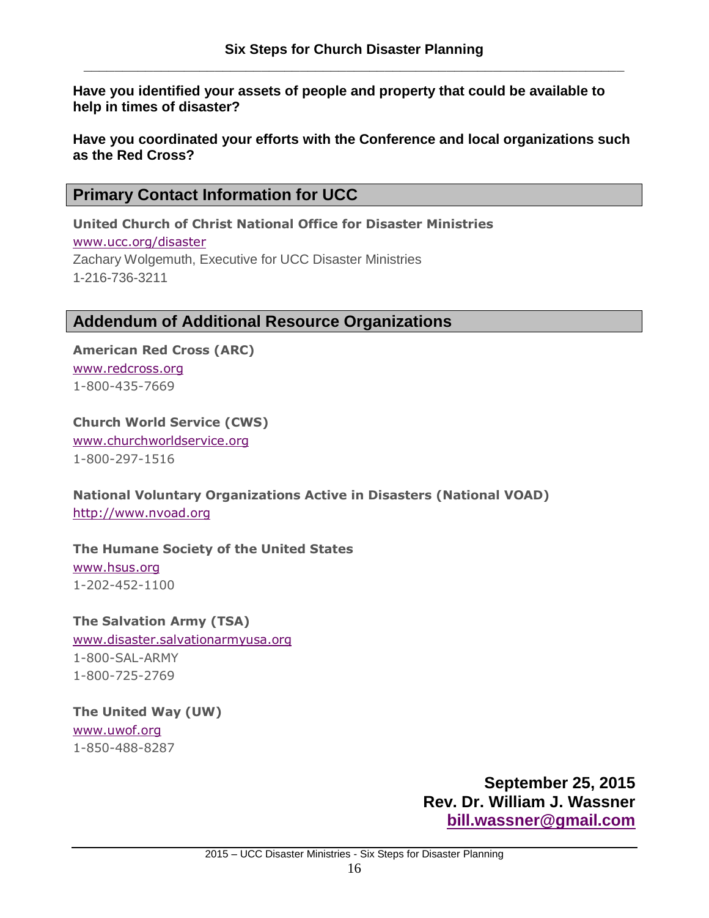**Have you identified your assets of people and property that could be available to help in times of disaster?**

**Have you coordinated your efforts with the Conference and local organizations such as the Red Cross?**

## Primary Contact Information for UCC

**United Church of Christ National Office for Disaster Ministries**
www.ucc.org/disaster
Zachary Wolgemuth, Executive for UCC Disaster Ministries
1-216-736-3211

## Addendum of Additional Resource Organizations

**American Red Cross (ARC)**
www.redcross.org
1-800-435-7669

**Church World Service (CWS)**
www.churchworldservice.org
1-800-297-1516

**National Voluntary Organizations Active in Disasters (National VOAD)**
http://www.nvoad.org

**The Humane Society of the United States**
www.hsus.org
1-202-452-1100

**The Salvation Army (TSA)**
www.disaster.salvationarmyusa.org
1-800-SAL-ARMY
1-800-725-2769

**The United Way (UW)**
www.uwof.org
1-850-488-8287

**September 25, 2015**
**Rev. Dr. William J. Wassner**
**bill.wassner@gmail.com**